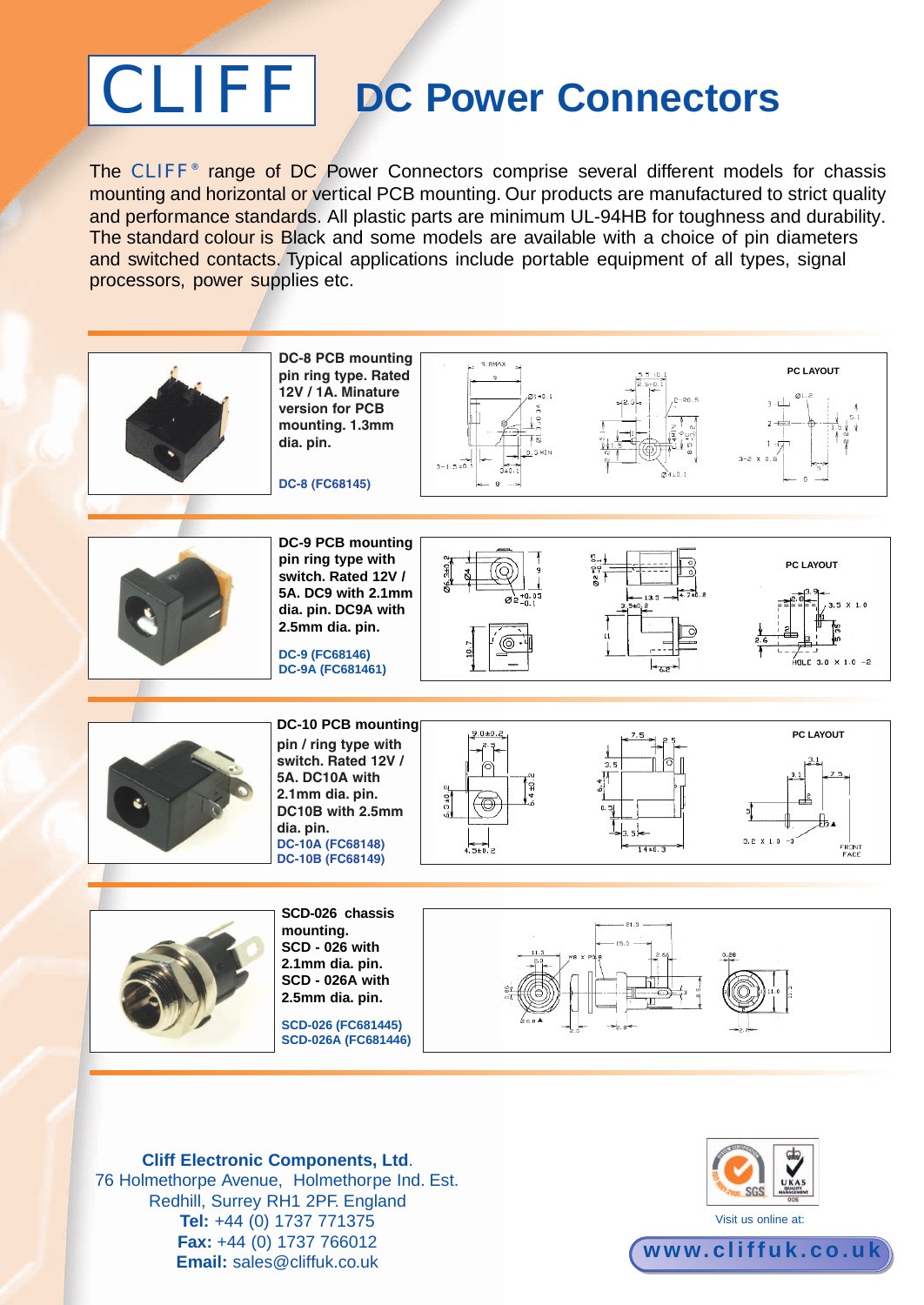# CLIFF DC Power Connectors

The CLIFF® range of DC Power Connectors comprise several different models for chassis mounting and horizontal or vertical PCB mounting. Our products are manufactured to strict quality and performance standards. All plastic parts are minimum UL-94HB for toughness and durability. The standard colour is Black and some models are available with a choice of pin diameters and switched contacts. Typical applications include portable equipment of all types, signal processors, power supplies etc.

**DC-8 PCB mounting pin ring type. Rated 12V / 1A. Miniature version for PCB mounting. 1.3mm dia. pin.**

**DC-8 (FC68145)**

**DC-9 PCB mounting pin ring type with switch. Rated 12V / 5A. DC9 with 2.1mm dia. pin. DC9A with 2.5mm dia. pin.**

**DC-9 (FC68146)**
**DC-9A (FC681461)**

**DC-10 PCB mounting pin / ring type with switch. Rated 12V / 5A. DC10A with 2.1mm dia. pin. DC10B with 2.5mm dia. pin.**

**DC-10A (FC68148)**
**DC-10B (FC68149)**

**SCD-026 chassis mounting. SCD - 026 with 2.1mm dia. pin. SCD - 026A with 2.5mm dia. pin.**

**SCD-026 (FC681445)**
**SCD-026A (FC681446)**

**Cliff Electronic Components, Ltd.**
76 Holmethorpe Avenue, Holmethorpe Ind. Est.
Redhill, Surrey RH1 2PF. England
**Tel:** +44 (0) 1737 771375
**Fax:** +44 (0) 1737 766012
**Email:** sales@cliffuk.co.uk

Visit us online at:
**www.cliffuk.co.uk**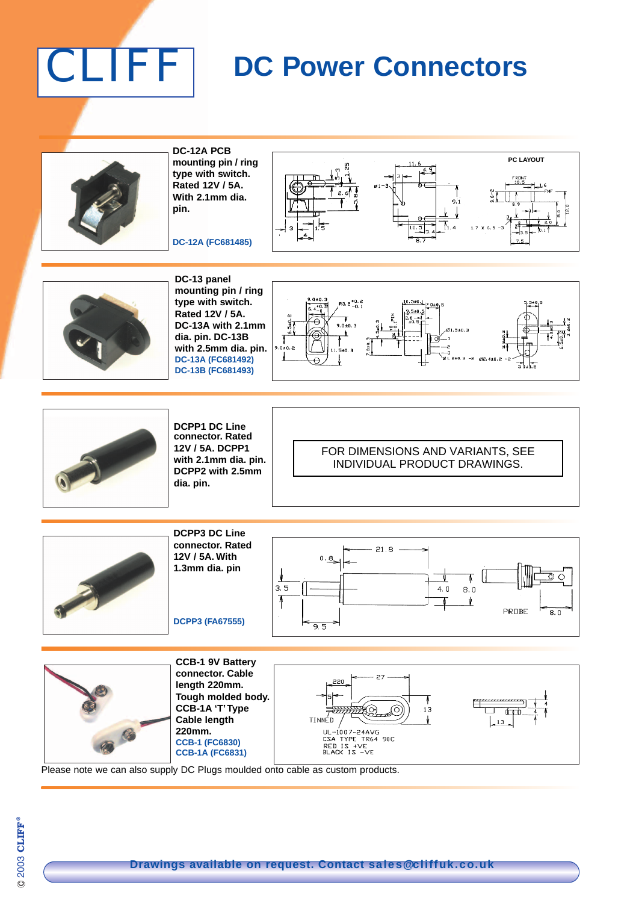# CLIFF

# DC Power Connectors

**DC-12A PCB mounting pin / ring type with switch. Rated 12V / 5A. With 2.1mm dia. pin.**

DC-12A (FC681485)

PC LAYOUT

**DC-13 panel mounting pin / ring type with switch. Rated 12V / 5A. DC-13A with 2.1mm dia. pin. DC-13B with 2.5mm dia. pin.**

DC-13A (FC681492)
DC-13B (FC681493)

**DCPP1 DC Line connector. Rated 12V / 5A. DCPP1 with 2.1mm dia. pin. DCPP2 with 2.5mm dia. pin.**

FOR DIMENSIONS AND VARIANTS, SEE INDIVIDUAL PRODUCT DRAWINGS.

**DCPP3 DC Line connector. Rated 12V / 5A. With 1.3mm dia. pin**

DCPP3 (FA67555)

21.8
0.8
3.5
4.0
8.0
9.5
PROBE
8.0

**CCB-1 9V Battery connector. Cable length 220mm. Tough molded body. CCB-1A 'T' Type Cable length 220mm.**

CCB-1 (FC6830)
CCB-1A (FC6831)

220
27
5
13
TINNED
UL-1007-24AVG
CSA TYPE TR64 90C
RED IS +VE
BLACK IS -VE

Please note we can also supply DC Plugs moulded onto cable as custom products.

**Drawings available on request. Contact sales@cliffuk.co.uk**

© 2003 CLIFF®